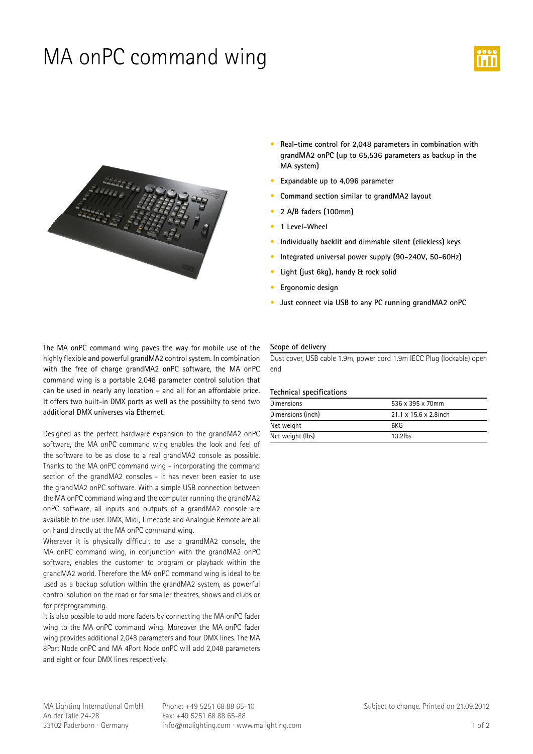# MA onPC command wing

- **Real-time control for 2,048 parameters in combination with grandMA2 onPC (up to 65,536 parameters as backup in the MA system)**
- **Expandable up to 4,096 parameter**
- **Command section similar to grandMA2 layout**
- **2 A/B faders (100mm)**
- **1 Level-Wheel**
- **Individually backlit and dimmable silent (clickless) keys**
- **Integrated universal power supply (90-240V, 50-60Hz)**
- **Light (just 6kg), handy & rock solid**
- **Ergonomic design**
- **Just connect via USB to any PC running grandMA2 onPC**

The MA onPC command wing paves the way for mobile use of the highly flexible and powerful grandMA2 control system. In combination with the free of charge grandMA2 onPC software, the MA onPC command wing is a portable 2,048 parameter control solution that can be used in nearly any location – and all for an affordable price. It offers two built-in DMX ports as well as the possibilty to send two additional DMX universes via Ethernet.

Designed as the perfect hardware expansion to the grandMA2 onPC software, the MA onPC command wing enables the look and feel of the software to be as close to a real grandMA2 console as possible. Thanks to the MA onPC command wing - incorporating the command section of the grandMA2 consoles - it has never been easier to use the grandMA2 onPC software. With a simple USB connection between the MA onPC command wing and the computer running the grandMA2 onPC software, all inputs and outputs of a grandMA2 console are available to the user. DMX, Midi, Timecode and Analogue Remote are all on hand directly at the MA onPC command wing.

Wherever it is physically difficult to use a grandMA2 console, the MA onPC command wing, in conjunction with the grandMA2 onPC software, enables the customer to program or playback within the grandMA2 world. Therefore the MA onPC command wing is ideal to be used as a backup solution within the grandMA2 system, as powerful control solution on the road or for smaller theatres, shows and clubs or for preprogramming.

It is also possible to add more faders by connecting the MA onPC fader wing to the MA onPC command wing. Moreover the MA onPC fader wing provides additional 2,048 parameters and four DMX lines. The MA 8Port Node onPC and MA 4Port Node onPC will add 2,048 parameters and eight or four DMX lines respectively.

## Scope of delivery

Dust cover, USB cable 1.9m, power cord 1.9m IECC Plug (lockable) open end

## Technical specifications

| | |
|---|---|
| Dimensions | 536 x 395 x 70mm |
| Dimensions (inch) | 21.1 x 15.6 x 2.8inch |
| Net weight | 6KG |
| Net weight (lbs) | 13.2lbs |

MA Lighting International GmbH
An der Talle 24-28
33102 Paderborn · Germany

Phone: +49 5251 68 88 65-10
Fax: +49 5251 68 88 65-88
info@malighting.com · www.malighting.com

Subject to change. Printed on 21.09.2012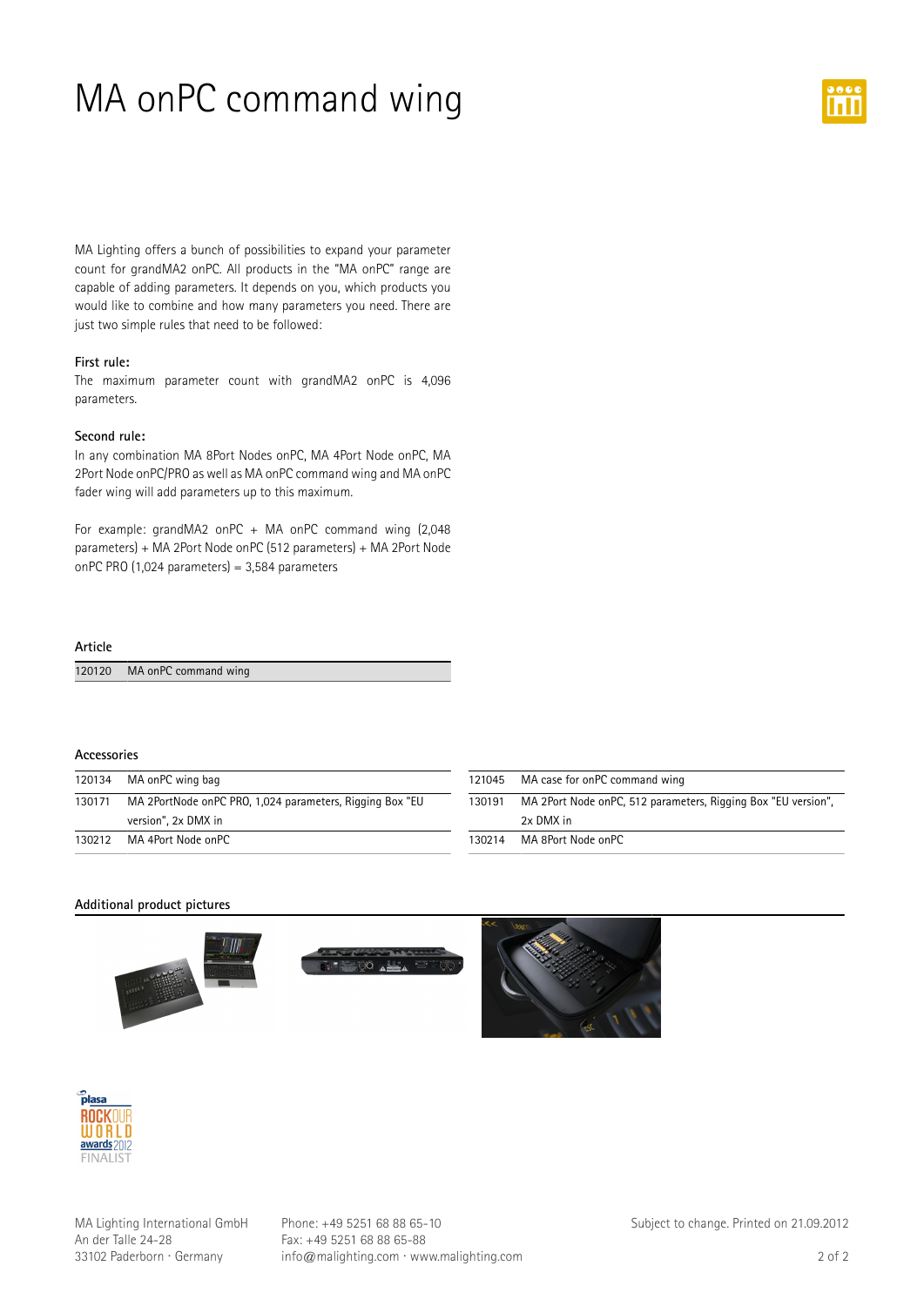# MA onPC command wing

MA Lighting offers a bunch of possibilities to expand your parameter count for grandMA2 onPC. All products in the "MA onPC" range are capable of adding parameters. It depends on you, which products you would like to combine and how many parameters you need. There are just two simple rules that need to be followed:

**First rule:**
The maximum parameter count with grandMA2 onPC is 4,096 parameters.

**Second rule:**
In any combination MA 8Port Nodes onPC, MA 4Port Node onPC, MA 2Port Node onPC/PRO as well as MA onPC command wing and MA onPC fader wing will add parameters up to this maximum.

For example: grandMA2 onPC + MA onPC command wing (2,048 parameters) + MA 2Port Node onPC (512 parameters) + MA 2Port Node onPC PRO (1,024 parameters) = 3,584 parameters

## Article

| | |
|---|---|
| 120120 | MA onPC command wing |

## Accessories

| | |
|---|---|
| 120134 | MA onPC wing bag |
| 130171 | MA 2PortNode onPC PRO, 1,024 parameters, Rigging Box "EU version", 2x DMX in |
| 130212 | MA 4Port Node onPC |
| 121045 | MA case for onPC command wing |
| 130191 | MA 2Port Node onPC, 512 parameters, Rigging Box "EU version", 2x DMX in |
| 130214 | MA 8Port Node onPC |

## Additional product pictures

MA Lighting International GmbH
An der Talle 24-28
33102 Paderborn · Germany

Phone: +49 5251 68 88 65-10
Fax: +49 5251 68 88 65-88
info@malighting.com · www.malighting.com

Subject to change. Printed on 21.09.2012